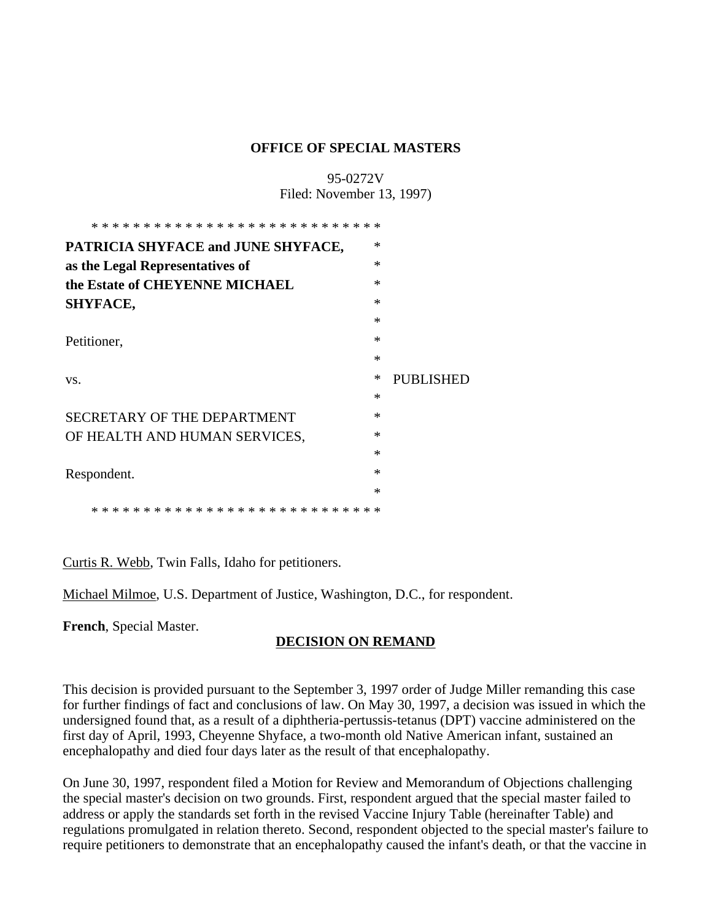**OFFICE OF SPECIAL MASTERS**

95-0272V
Filed: November 13, 1997)

* * * * * * * * * * * * * * * * * * * * * * * * * * * * *

**PATRICIA SHYFACE and JUNE SHYFACE, as the Legal Representatives of the Estate of CHEYENNE MICHAEL SHYFACE,**

Petitioner,

vs.

SECRETARY OF THE DEPARTMENT OF HEALTH AND HUMAN SERVICES,

Respondent.

PUBLISHED

* * * * * * * * * * * * * * * * * * * * * * * * * * * * *

Curtis R. Webb, Twin Falls, Idaho for petitioners.

Michael Milmoe, U.S. Department of Justice, Washington, D.C., for respondent.

**French**, Special Master.

**DECISION ON REMAND**

This decision is provided pursuant to the September 3, 1997 order of Judge Miller remanding this case for further findings of fact and conclusions of law. On May 30, 1997, a decision was issued in which the undersigned found that, as a result of a diphtheria-pertussis-tetanus (DPT) vaccine administered on the first day of April, 1993, Cheyenne Shyface, a two-month old Native American infant, sustained an encephalopathy and died four days later as the result of that encephalopathy.

On June 30, 1997, respondent filed a Motion for Review and Memorandum of Objections challenging the special master's decision on two grounds. First, respondent argued that the special master failed to address or apply the standards set forth in the revised Vaccine Injury Table (hereinafter Table) and regulations promulgated in relation thereto. Second, respondent objected to the special master's failure to require petitioners to demonstrate that an encephalopathy caused the infant's death, or that the vaccine in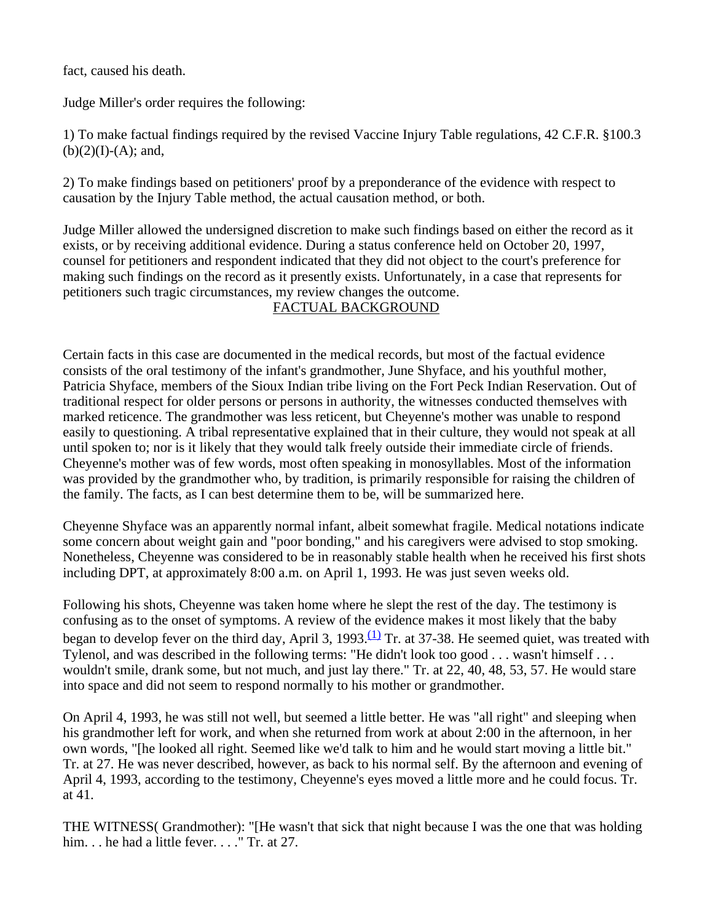fact, caused his death.

Judge Miller's order requires the following:

1) To make factual findings required by the revised Vaccine Injury Table regulations, 42 C.F.R. §100.3 (b)(2)(I)-(A); and,

2) To make findings based on petitioners' proof by a preponderance of the evidence with respect to causation by the Injury Table method, the actual causation method, or both.

Judge Miller allowed the undersigned discretion to make such findings based on either the record as it exists, or by receiving additional evidence. During a status conference held on October 20, 1997, counsel for petitioners and respondent indicated that they did not object to the court's preference for making such findings on the record as it presently exists. Unfortunately, in a case that represents for petitioners such tragic circumstances, my review changes the outcome.

## FACTUAL BACKGROUND

Certain facts in this case are documented in the medical records, but most of the factual evidence consists of the oral testimony of the infant's grandmother, June Shyface, and his youthful mother, Patricia Shyface, members of the Sioux Indian tribe living on the Fort Peck Indian Reservation. Out of traditional respect for older persons or persons in authority, the witnesses conducted themselves with marked reticence. The grandmother was less reticent, but Cheyenne's mother was unable to respond easily to questioning. A tribal representative explained that in their culture, they would not speak at all until spoken to; nor is it likely that they would talk freely outside their immediate circle of friends. Cheyenne's mother was of few words, most often speaking in monosyllables. Most of the information was provided by the grandmother who, by tradition, is primarily responsible for raising the children of the family. The facts, as I can best determine them to be, will be summarized here.

Cheyenne Shyface was an apparently normal infant, albeit somewhat fragile. Medical notations indicate some concern about weight gain and "poor bonding," and his caregivers were advised to stop smoking. Nonetheless, Cheyenne was considered to be in reasonably stable health when he received his first shots including DPT, at approximately 8:00 a.m. on April 1, 1993. He was just seven weeks old.

Following his shots, Cheyenne was taken home where he slept the rest of the day. The testimony is confusing as to the onset of symptoms. A review of the evidence makes it most likely that the baby began to develop fever on the third day, April 3, 1993.[(1)] Tr. at 37-38. He seemed quiet, was treated with Tylenol, and was described in the following terms: "He didn't look too good . . . wasn't himself . . . wouldn't smile, drank some, but not much, and just lay there." Tr. at 22, 40, 48, 53, 57. He would stare into space and did not seem to respond normally to his mother or grandmother.

On April 4, 1993, he was still not well, but seemed a little better. He was "all right" and sleeping when his grandmother left for work, and when she returned from work at about 2:00 in the afternoon, in her own words, "[he looked all right. Seemed like we'd talk to him and he would start moving a little bit." Tr. at 27. He was never described, however, as back to his normal self. By the afternoon and evening of April 4, 1993, according to the testimony, Cheyenne's eyes moved a little more and he could focus. Tr. at 41.

THE WITNESS( Grandmother): "[He wasn't that sick that night because I was the one that was holding him. . . he had a little fever. . . ." Tr. at 27.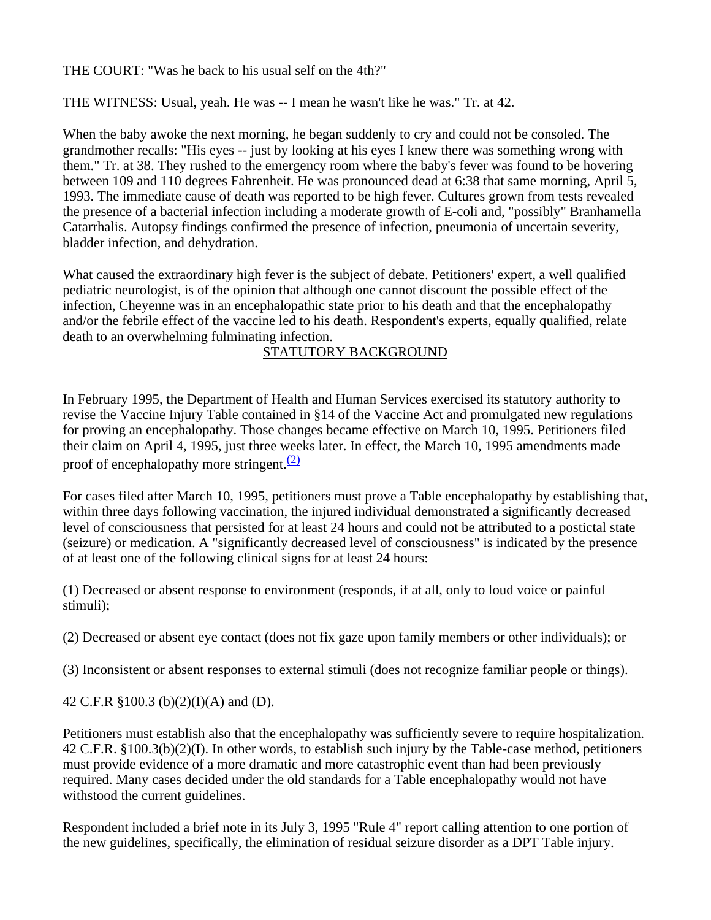THE COURT: "Was he back to his usual self on the 4th?"

THE WITNESS: Usual, yeah. He was -- I mean he wasn't like he was." Tr. at 42.

When the baby awoke the next morning, he began suddenly to cry and could not be consoled. The grandmother recalls: "His eyes -- just by looking at his eyes I knew there was something wrong with them." Tr. at 38. They rushed to the emergency room where the baby's fever was found to be hovering between 109 and 110 degrees Fahrenheit. He was pronounced dead at 6:38 that same morning, April 5, 1993. The immediate cause of death was reported to be high fever. Cultures grown from tests revealed the presence of a bacterial infection including a moderate growth of E-coli and, "possibly" Branhamella Catarrhalis. Autopsy findings confirmed the presence of infection, pneumonia of uncertain severity, bladder infection, and dehydration.

What caused the extraordinary high fever is the subject of debate. Petitioners' expert, a well qualified pediatric neurologist, is of the opinion that although one cannot discount the possible effect of the infection, Cheyenne was in an encephalopathic state prior to his death and that the encephalopathy and/or the febrile effect of the vaccine led to his death. Respondent's experts, equally qualified, relate death to an overwhelming fulminating infection.

## STATUTORY BACKGROUND

In February 1995, the Department of Health and Human Services exercised its statutory authority to revise the Vaccine Injury Table contained in §14 of the Vaccine Act and promulgated new regulations for proving an encephalopathy. Those changes became effective on March 10, 1995. Petitioners filed their claim on April 4, 1995, just three weeks later. In effect, the March 10, 1995 amendments made proof of encephalopathy more stringent.(2)

For cases filed after March 10, 1995, petitioners must prove a Table encephalopathy by establishing that, within three days following vaccination, the injured individual demonstrated a significantly decreased level of consciousness that persisted for at least 24 hours and could not be attributed to a postictal state (seizure) or medication. A "significantly decreased level of consciousness" is indicated by the presence of at least one of the following clinical signs for at least 24 hours:

(1) Decreased or absent response to environment (responds, if at all, only to loud voice or painful stimuli);

(2) Decreased or absent eye contact (does not fix gaze upon family members or other individuals); or

(3) Inconsistent or absent responses to external stimuli (does not recognize familiar people or things).

42 C.F.R §100.3 (b)(2)(I)(A) and (D).

Petitioners must establish also that the encephalopathy was sufficiently severe to require hospitalization. 42 C.F.R. §100.3(b)(2)(I). In other words, to establish such injury by the Table-case method, petitioners must provide evidence of a more dramatic and more catastrophic event than had been previously required. Many cases decided under the old standards for a Table encephalopathy would not have withstood the current guidelines.

Respondent included a brief note in its July 3, 1995 "Rule 4" report calling attention to one portion of the new guidelines, specifically, the elimination of residual seizure disorder as a DPT Table injury.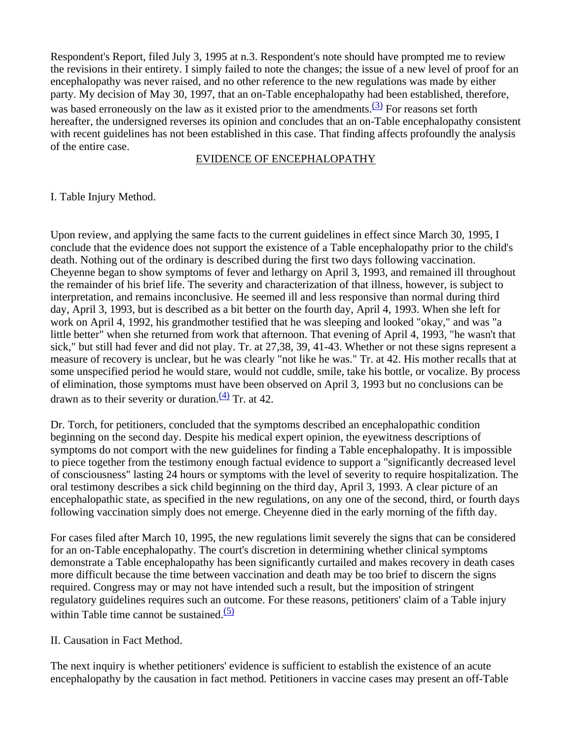Respondent's Report, filed July 3, 1995 at n.3. Respondent's note should have prompted me to review the revisions in their entirety. I simply failed to note the changes; the issue of a new level of proof for an encephalopathy was never raised, and no other reference to the new regulations was made by either party. My decision of May 30, 1997, that an on-Table encephalopathy had been established, therefore, was based erroneously on the law as it existed prior to the amendments.[(3)] For reasons set forth hereafter, the undersigned reverses its opinion and concludes that an on-Table encephalopathy consistent with recent guidelines has not been established in this case. That finding affects profoundly the analysis of the entire case.

## EVIDENCE OF ENCEPHALOPATHY

I. Table Injury Method.

Upon review, and applying the same facts to the current guidelines in effect since March 30, 1995, I conclude that the evidence does not support the existence of a Table encephalopathy prior to the child's death. Nothing out of the ordinary is described during the first two days following vaccination. Cheyenne began to show symptoms of fever and lethargy on April 3, 1993, and remained ill throughout the remainder of his brief life. The severity and characterization of that illness, however, is subject to interpretation, and remains inconclusive. He seemed ill and less responsive than normal during third day, April 3, 1993, but is described as a bit better on the fourth day, April 4, 1993. When she left for work on April 4, 1992, his grandmother testified that he was sleeping and looked "okay," and was "a little better" when she returned from work that afternoon. That evening of April 4, 1993, "he wasn't that sick," but still had fever and did not play. Tr. at 27,38, 39, 41-43. Whether or not these signs represent a measure of recovery is unclear, but he was clearly "not like he was." Tr. at 42. His mother recalls that at some unspecified period he would stare, would not cuddle, smile, take his bottle, or vocalize. By process of elimination, those symptoms must have been observed on April 3, 1993 but no conclusions can be drawn as to their severity or duration.[(4)] Tr. at 42.

Dr. Torch, for petitioners, concluded that the symptoms described an encephalopathic condition beginning on the second day. Despite his medical expert opinion, the eyewitness descriptions of symptoms do not comport with the new guidelines for finding a Table encephalopathy. It is impossible to piece together from the testimony enough factual evidence to support a "significantly decreased level of consciousness" lasting 24 hours or symptoms with the level of severity to require hospitalization. The oral testimony describes a sick child beginning on the third day, April 3, 1993. A clear picture of an encephalopathic state, as specified in the new regulations, on any one of the second, third, or fourth days following vaccination simply does not emerge. Cheyenne died in the early morning of the fifth day.

For cases filed after March 10, 1995, the new regulations limit severely the signs that can be considered for an on-Table encephalopathy. The court's discretion in determining whether clinical symptoms demonstrate a Table encephalopathy has been significantly curtailed and makes recovery in death cases more difficult because the time between vaccination and death may be too brief to discern the signs required. Congress may or may not have intended such a result, but the imposition of stringent regulatory guidelines requires such an outcome. For these reasons, petitioners' claim of a Table injury within Table time cannot be sustained.[(5)]

II. Causation in Fact Method.

The next inquiry is whether petitioners' evidence is sufficient to establish the existence of an acute encephalopathy by the causation in fact method. Petitioners in vaccine cases may present an off-Table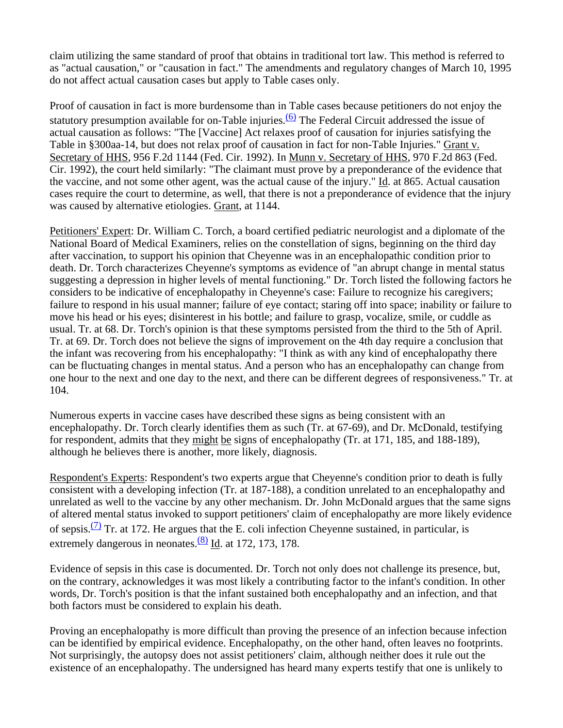claim utilizing the same standard of proof that obtains in traditional tort law. This method is referred to as "actual causation," or "causation in fact." The amendments and regulatory changes of March 10, 1995 do not affect actual causation cases but apply to Table cases only.

Proof of causation in fact is more burdensome than in Table cases because petitioners do not enjoy the statutory presumption available for on-Table injuries.[(6)] The Federal Circuit addressed the issue of actual causation as follows: "The [Vaccine] Act relaxes proof of causation for injuries satisfying the Table in §300aa-14, but does not relax proof of causation in fact for non-Table Injuries." Grant v. Secretary of HHS, 956 F.2d 1144 (Fed. Cir. 1992). In Munn v. Secretary of HHS, 970 F.2d 863 (Fed. Cir. 1992), the court held similarly: "The claimant must prove by a preponderance of the evidence that the vaccine, and not some other agent, was the actual cause of the injury." Id. at 865. Actual causation cases require the court to determine, as well, that there is not a preponderance of evidence that the injury was caused by alternative etiologies. Grant, at 1144.

Petitioners' Expert: Dr. William C. Torch, a board certified pediatric neurologist and a diplomate of the National Board of Medical Examiners, relies on the constellation of signs, beginning on the third day after vaccination, to support his opinion that Cheyenne was in an encephalopathic condition prior to death. Dr. Torch characterizes Cheyenne's symptoms as evidence of "an abrupt change in mental status suggesting a depression in higher levels of mental functioning." Dr. Torch listed the following factors he considers to be indicative of encephalopathy in Cheyenne's case: Failure to recognize his caregivers; failure to respond in his usual manner; failure of eye contact; staring off into space; inability or failure to move his head or his eyes; disinterest in his bottle; and failure to grasp, vocalize, smile, or cuddle as usual. Tr. at 68. Dr. Torch's opinion is that these symptoms persisted from the third to the 5th of April. Tr. at 69. Dr. Torch does not believe the signs of improvement on the 4th day require a conclusion that the infant was recovering from his encephalopathy: "I think as with any kind of encephalopathy there can be fluctuating changes in mental status. And a person who has an encephalopathy can change from one hour to the next and one day to the next, and there can be different degrees of responsiveness." Tr. at 104.

Numerous experts in vaccine cases have described these signs as being consistent with an encephalopathy. Dr. Torch clearly identifies them as such (Tr. at 67-69), and Dr. McDonald, testifying for respondent, admits that they might be signs of encephalopathy (Tr. at 171, 185, and 188-189), although he believes there is another, more likely, diagnosis.

Respondent's Experts: Respondent's two experts argue that Cheyenne's condition prior to death is fully consistent with a developing infection (Tr. at 187-188), a condition unrelated to an encephalopathy and unrelated as well to the vaccine by any other mechanism. Dr. John McDonald argues that the same signs of altered mental status invoked to support petitioners' claim of encephalopathy are more likely evidence of sepsis.[(7)] Tr. at 172. He argues that the E. coli infection Cheyenne sustained, in particular, is extremely dangerous in neonates.[(8)] Id. at 172, 173, 178.

Evidence of sepsis in this case is documented. Dr. Torch not only does not challenge its presence, but, on the contrary, acknowledges it was most likely a contributing factor to the infant's condition. In other words, Dr. Torch's position is that the infant sustained both encephalopathy and an infection, and that both factors must be considered to explain his death.

Proving an encephalopathy is more difficult than proving the presence of an infection because infection can be identified by empirical evidence. Encephalopathy, on the other hand, often leaves no footprints. Not surprisingly, the autopsy does not assist petitioners' claim, although neither does it rule out the existence of an encephalopathy. The undersigned has heard many experts testify that one is unlikely to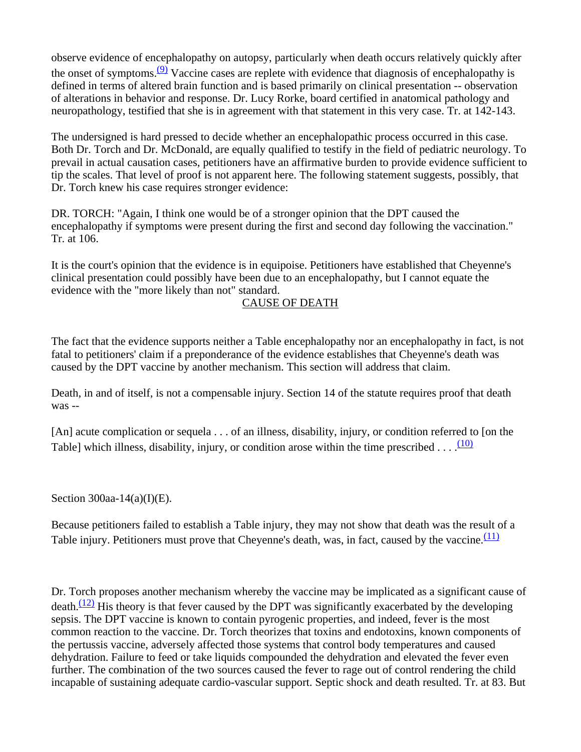observe evidence of encephalopathy on autopsy, particularly when death occurs relatively quickly after the onset of symptoms.[(9)] Vaccine cases are replete with evidence that diagnosis of encephalopathy is defined in terms of altered brain function and is based primarily on clinical presentation -- observation of alterations in behavior and response. Dr. Lucy Rorke, board certified in anatomical pathology and neuropathology, testified that she is in agreement with that statement in this very case. Tr. at 142-143.

The undersigned is hard pressed to decide whether an encephalopathic process occurred in this case. Both Dr. Torch and Dr. McDonald, are equally qualified to testify in the field of pediatric neurology. To prevail in actual causation cases, petitioners have an affirmative burden to provide evidence sufficient to tip the scales. That level of proof is not apparent here. The following statement suggests, possibly, that Dr. Torch knew his case requires stronger evidence:

DR. TORCH: "Again, I think one would be of a stronger opinion that the DPT caused the encephalopathy if symptoms were present during the first and second day following the vaccination." Tr. at 106.

It is the court's opinion that the evidence is in equipoise. Petitioners have established that Cheyenne's clinical presentation could possibly have been due to an encephalopathy, but I cannot equate the evidence with the "more likely than not" standard.

## CAUSE OF DEATH

The fact that the evidence supports neither a Table encephalopathy nor an encephalopathy in fact, is not fatal to petitioners' claim if a preponderance of the evidence establishes that Cheyenne's death was caused by the DPT vaccine by another mechanism. This section will address that claim.

Death, in and of itself, is not a compensable injury. Section 14 of the statute requires proof that death was --

[An] acute complication or sequela . . . of an illness, disability, injury, or condition referred to [on the Table] which illness, disability, injury, or condition arose within the time prescribed . . . .[(10)]

Section 300aa-14(a)(I)(E).

Because petitioners failed to establish a Table injury, they may not show that death was the result of a Table injury. Petitioners must prove that Cheyenne's death, was, in fact, caused by the vaccine.[(11)]

Dr. Torch proposes another mechanism whereby the vaccine may be implicated as a significant cause of death.[(12)] His theory is that fever caused by the DPT was significantly exacerbated by the developing sepsis. The DPT vaccine is known to contain pyrogenic properties, and indeed, fever is the most common reaction to the vaccine. Dr. Torch theorizes that toxins and endotoxins, known components of the pertussis vaccine, adversely affected those systems that control body temperatures and caused dehydration. Failure to feed or take liquids compounded the dehydration and elevated the fever even further. The combination of the two sources caused the fever to rage out of control rendering the child incapable of sustaining adequate cardio-vascular support. Septic shock and death resulted. Tr. at 83. But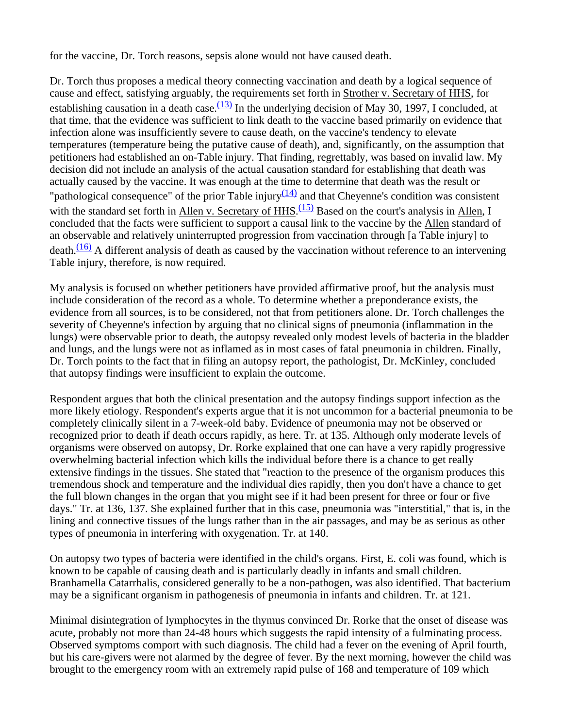for the vaccine, Dr. Torch reasons, sepsis alone would not have caused death.

Dr. Torch thus proposes a medical theory connecting vaccination and death by a logical sequence of cause and effect, satisfying arguably, the requirements set forth in Strother v. Secretary of HHS, for establishing causation in a death case.[(13)] In the underlying decision of May 30, 1997, I concluded, at that time, that the evidence was sufficient to link death to the vaccine based primarily on evidence that infection alone was insufficiently severe to cause death, on the vaccine's tendency to elevate temperatures (temperature being the putative cause of death), and, significantly, on the assumption that petitioners had established an on-Table injury. That finding, regrettably, was based on invalid law. My decision did not include an analysis of the actual causation standard for establishing that death was actually caused by the vaccine. It was enough at the time to determine that death was the result or "pathological consequence" of the prior Table injury[(14)] and that Cheyenne's condition was consistent with the standard set forth in Allen v. Secretary of HHS.[(15)] Based on the court's analysis in Allen, I concluded that the facts were sufficient to support a causal link to the vaccine by the Allen standard of an observable and relatively uninterrupted progression from vaccination through [a Table injury] to death.[(16)] A different analysis of death as caused by the vaccination without reference to an intervening Table injury, therefore, is now required.

My analysis is focused on whether petitioners have provided affirmative proof, but the analysis must include consideration of the record as a whole. To determine whether a preponderance exists, the evidence from all sources, is to be considered, not that from petitioners alone. Dr. Torch challenges the severity of Cheyenne's infection by arguing that no clinical signs of pneumonia (inflammation in the lungs) were observable prior to death, the autopsy revealed only modest levels of bacteria in the bladder and lungs, and the lungs were not as inflamed as in most cases of fatal pneumonia in children. Finally, Dr. Torch points to the fact that in filing an autopsy report, the pathologist, Dr. McKinley, concluded that autopsy findings were insufficient to explain the outcome.

Respondent argues that both the clinical presentation and the autopsy findings support infection as the more likely etiology. Respondent's experts argue that it is not uncommon for a bacterial pneumonia to be completely clinically silent in a 7-week-old baby. Evidence of pneumonia may not be observed or recognized prior to death if death occurs rapidly, as here. Tr. at 135. Although only moderate levels of organisms were observed on autopsy, Dr. Rorke explained that one can have a very rapidly progressive overwhelming bacterial infection which kills the individual before there is a chance to get really extensive findings in the tissues. She stated that "reaction to the presence of the organism produces this tremendous shock and temperature and the individual dies rapidly, then you don't have a chance to get the full blown changes in the organ that you might see if it had been present for three or four or five days." Tr. at 136, 137. She explained further that in this case, pneumonia was "interstitial," that is, in the lining and connective tissues of the lungs rather than in the air passages, and may be as serious as other types of pneumonia in interfering with oxygenation. Tr. at 140.

On autopsy two types of bacteria were identified in the child's organs. First, E. coli was found, which is known to be capable of causing death and is particularly deadly in infants and small children. Branhamella Catarrhalis, considered generally to be a non-pathogen, was also identified. That bacterium may be a significant organism in pathogenesis of pneumonia in infants and children. Tr. at 121.

Minimal disintegration of lymphocytes in the thymus convinced Dr. Rorke that the onset of disease was acute, probably not more than 24-48 hours which suggests the rapid intensity of a fulminating process. Observed symptoms comport with such diagnosis. The child had a fever on the evening of April fourth, but his care-givers were not alarmed by the degree of fever. By the next morning, however the child was brought to the emergency room with an extremely rapid pulse of 168 and temperature of 109 which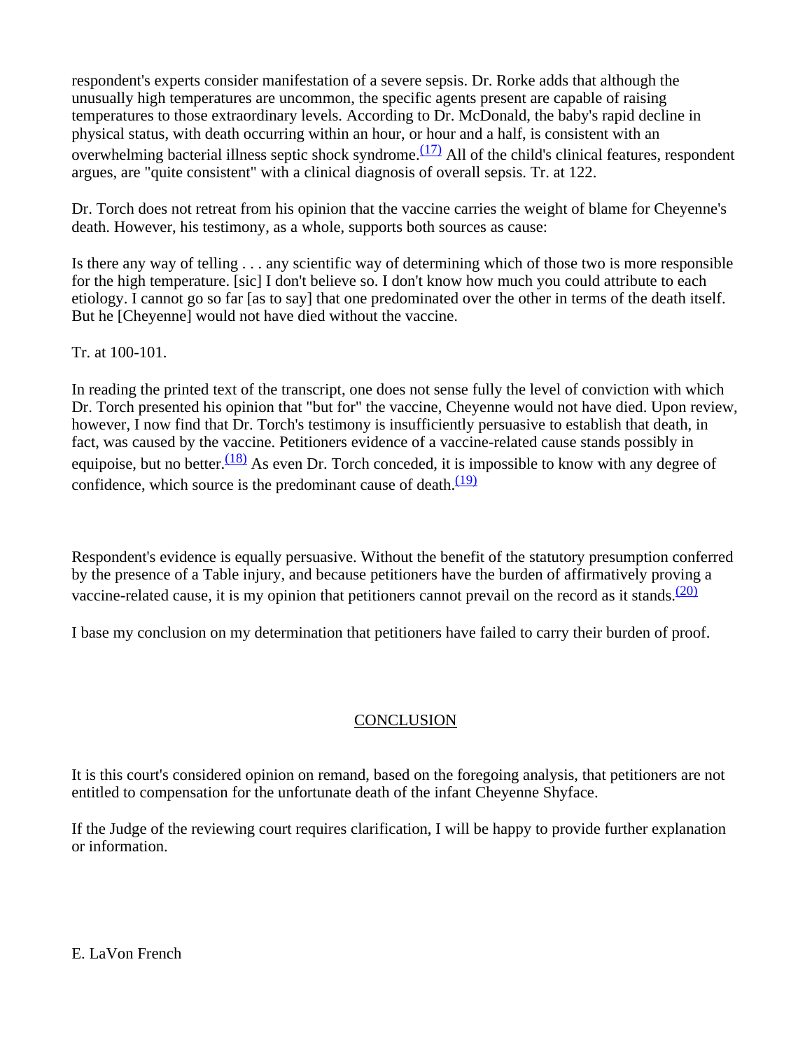respondent's experts consider manifestation of a severe sepsis. Dr. Rorke adds that although the unusually high temperatures are uncommon, the specific agents present are capable of raising temperatures to those extraordinary levels. According to Dr. McDonald, the baby's rapid decline in physical status, with death occurring within an hour, or hour and a half, is consistent with an overwhelming bacterial illness septic shock syndrome.[(17)] All of the child's clinical features, respondent argues, are "quite consistent" with a clinical diagnosis of overall sepsis. Tr. at 122.

Dr. Torch does not retreat from his opinion that the vaccine carries the weight of blame for Cheyenne's death. However, his testimony, as a whole, supports both sources as cause:

Is there any way of telling . . . any scientific way of determining which of those two is more responsible for the high temperature. [sic] I don't believe so. I don't know how much you could attribute to each etiology. I cannot go so far [as to say] that one predominated over the other in terms of the death itself. But he [Cheyenne] would not have died without the vaccine.

Tr. at 100-101.

In reading the printed text of the transcript, one does not sense fully the level of conviction with which Dr. Torch presented his opinion that "but for" the vaccine, Cheyenne would not have died. Upon review, however, I now find that Dr. Torch's testimony is insufficiently persuasive to establish that death, in fact, was caused by the vaccine. Petitioners evidence of a vaccine-related cause stands possibly in equipoise, but no better.[(18)] As even Dr. Torch conceded, it is impossible to know with any degree of confidence, which source is the predominant cause of death.[(19)]

Respondent's evidence is equally persuasive. Without the benefit of the statutory presumption conferred by the presence of a Table injury, and because petitioners have the burden of affirmatively proving a vaccine-related cause, it is my opinion that petitioners cannot prevail on the record as it stands.[(20)]

I base my conclusion on my determination that petitioners have failed to carry their burden of proof.

## CONCLUSION

It is this court's considered opinion on remand, based on the foregoing analysis, that petitioners are not entitled to compensation for the unfortunate death of the infant Cheyenne Shyface.

If the Judge of the reviewing court requires clarification, I will be happy to provide further explanation or information.

E. LaVon French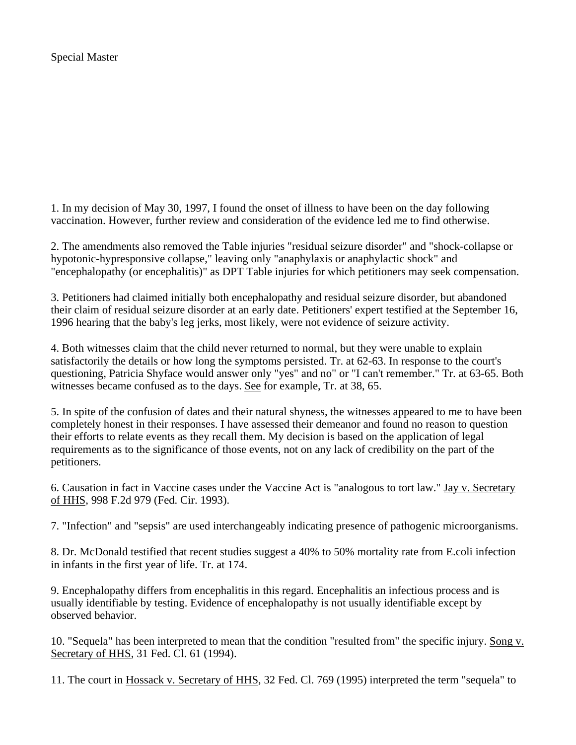Special Master

1. In my decision of May 30, 1997, I found the onset of illness to have been on the day following vaccination. However, further review and consideration of the evidence led me to find otherwise.

2. The amendments also removed the Table injuries "residual seizure disorder" and "shock-collapse or hypotonic-hypresponsive collapse," leaving only "anaphylaxis or anaphylactic shock" and "encephalopathy (or encephalitis)" as DPT Table injuries for which petitioners may seek compensation.

3. Petitioners had claimed initially both encephalopathy and residual seizure disorder, but abandoned their claim of residual seizure disorder at an early date. Petitioners' expert testified at the September 16, 1996 hearing that the baby's leg jerks, most likely, were not evidence of seizure activity.

4. Both witnesses claim that the child never returned to normal, but they were unable to explain satisfactorily the details or how long the symptoms persisted. Tr. at 62-63. In response to the court's questioning, Patricia Shyface would answer only "yes" and no" or "I can't remember." Tr. at 63-65. Both witnesses became confused as to the days. See for example, Tr. at 38, 65.

5. In spite of the confusion of dates and their natural shyness, the witnesses appeared to me to have been completely honest in their responses. I have assessed their demeanor and found no reason to question their efforts to relate events as they recall them. My decision is based on the application of legal requirements as to the significance of those events, not on any lack of credibility on the part of the petitioners.

6. Causation in fact in Vaccine cases under the Vaccine Act is "analogous to tort law." Jay v. Secretary of HHS, 998 F.2d 979 (Fed. Cir. 1993).

7. "Infection" and "sepsis" are used interchangeably indicating presence of pathogenic microorganisms.

8. Dr. McDonald testified that recent studies suggest a 40% to 50% mortality rate from E.coli infection in infants in the first year of life. Tr. at 174.

9. Encephalopathy differs from encephalitis in this regard. Encephalitis an infectious process and is usually identifiable by testing. Evidence of encephalopathy is not usually identifiable except by observed behavior.

10. "Sequela" has been interpreted to mean that the condition "resulted from" the specific injury. Song v. Secretary of HHS, 31 Fed. Cl. 61 (1994).

11. The court in Hossack v. Secretary of HHS, 32 Fed. Cl. 769 (1995) interpreted the term "sequela" to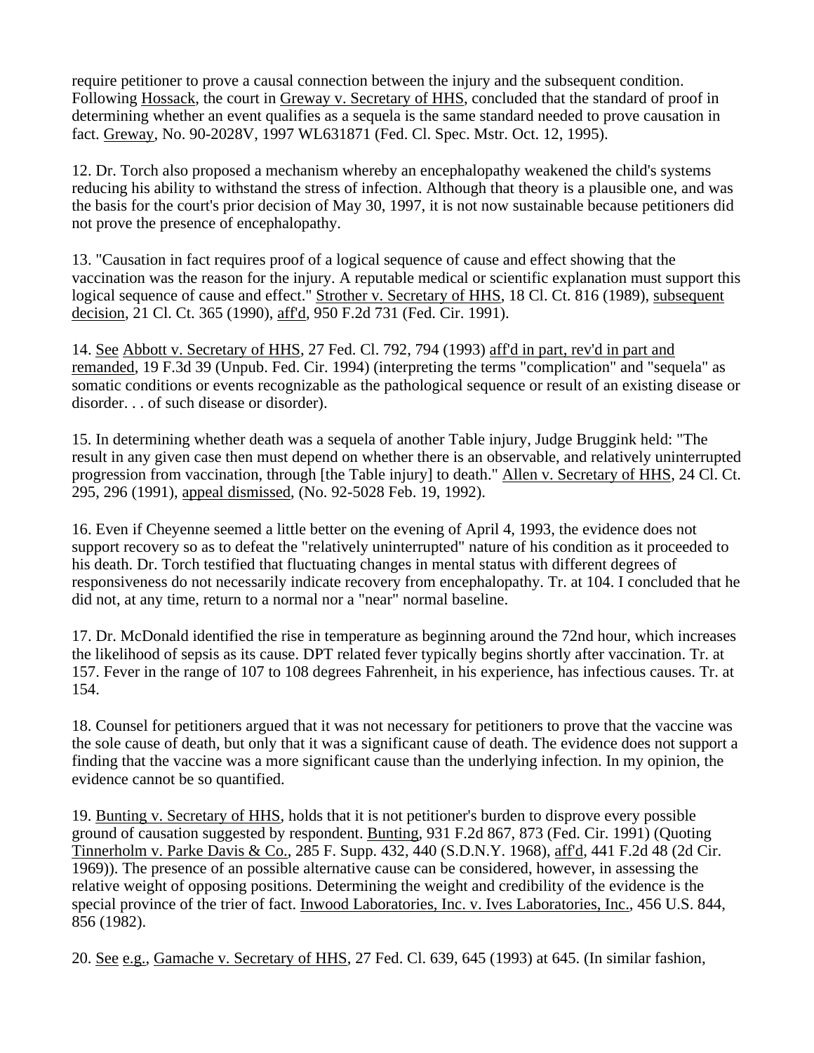require petitioner to prove a causal connection between the injury and the subsequent condition. Following Hossack, the court in Greway v. Secretary of HHS, concluded that the standard of proof in determining whether an event qualifies as a sequela is the same standard needed to prove causation in fact. Greway, No. 90-2028V, 1997 WL631871 (Fed. Cl. Spec. Mstr. Oct. 12, 1995).

12. Dr. Torch also proposed a mechanism whereby an encephalopathy weakened the child's systems reducing his ability to withstand the stress of infection. Although that theory is a plausible one, and was the basis for the court's prior decision of May 30, 1997, it is not now sustainable because petitioners did not prove the presence of encephalopathy.

13. "Causation in fact requires proof of a logical sequence of cause and effect showing that the vaccination was the reason for the injury. A reputable medical or scientific explanation must support this logical sequence of cause and effect." Strother v. Secretary of HHS, 18 Cl. Ct. 816 (1989), subsequent decision, 21 Cl. Ct. 365 (1990), aff'd, 950 F.2d 731 (Fed. Cir. 1991).

14. See Abbott v. Secretary of HHS, 27 Fed. Cl. 792, 794 (1993) aff'd in part, rev'd in part and remanded, 19 F.3d 39 (Unpub. Fed. Cir. 1994) (interpreting the terms "complication" and "sequela" as somatic conditions or events recognizable as the pathological sequence or result of an existing disease or disorder. . . of such disease or disorder).

15. In determining whether death was a sequela of another Table injury, Judge Bruggink held: "The result in any given case then must depend on whether there is an observable, and relatively uninterrupted progression from vaccination, through [the Table injury] to death." Allen v. Secretary of HHS, 24 Cl. Ct. 295, 296 (1991), appeal dismissed, (No. 92-5028 Feb. 19, 1992).

16. Even if Cheyenne seemed a little better on the evening of April 4, 1993, the evidence does not support recovery so as to defeat the "relatively uninterrupted" nature of his condition as it proceeded to his death. Dr. Torch testified that fluctuating changes in mental status with different degrees of responsiveness do not necessarily indicate recovery from encephalopathy. Tr. at 104. I concluded that he did not, at any time, return to a normal nor a "near" normal baseline.

17. Dr. McDonald identified the rise in temperature as beginning around the 72nd hour, which increases the likelihood of sepsis as its cause. DPT related fever typically begins shortly after vaccination. Tr. at 157. Fever in the range of 107 to 108 degrees Fahrenheit, in his experience, has infectious causes. Tr. at 154.

18. Counsel for petitioners argued that it was not necessary for petitioners to prove that the vaccine was the sole cause of death, but only that it was a significant cause of death. The evidence does not support a finding that the vaccine was a more significant cause than the underlying infection. In my opinion, the evidence cannot be so quantified.

19. Bunting v. Secretary of HHS, holds that it is not petitioner's burden to disprove every possible ground of causation suggested by respondent. Bunting, 931 F.2d 867, 873 (Fed. Cir. 1991) (Quoting Tinnerholm v. Parke Davis & Co., 285 F. Supp. 432, 440 (S.D.N.Y. 1968), aff'd, 441 F.2d 48 (2d Cir. 1969)). The presence of an possible alternative cause can be considered, however, in assessing the relative weight of opposing positions. Determining the weight and credibility of the evidence is the special province of the trier of fact. Inwood Laboratories, Inc. v. Ives Laboratories, Inc., 456 U.S. 844, 856 (1982).

20. See e.g., Gamache v. Secretary of HHS, 27 Fed. Cl. 639, 645 (1993) at 645. (In similar fashion,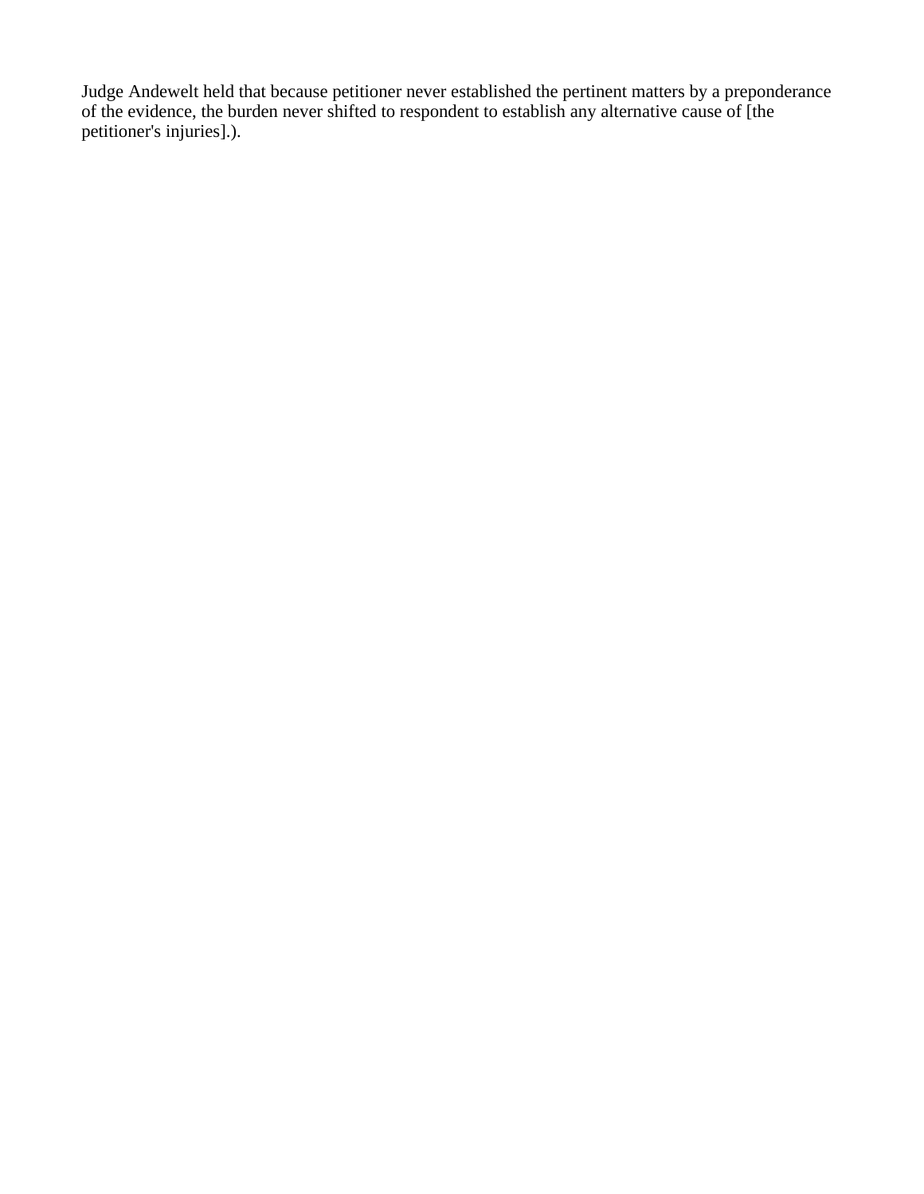Judge Andewelt held that because petitioner never established the pertinent matters by a preponderance of the evidence, the burden never shifted to respondent to establish any alternative cause of [the petitioner's injuries].).